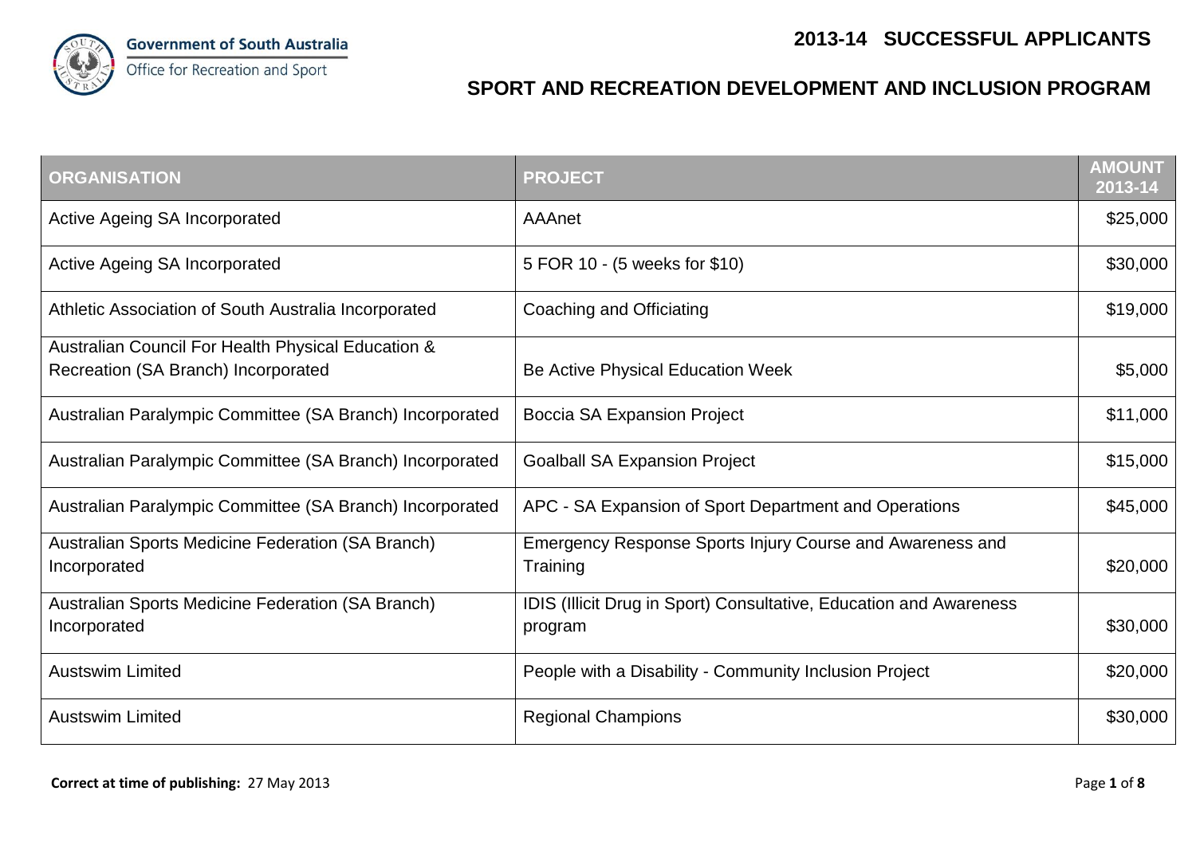Government of South Australia
Office for Recreation and Sport

# 2013-14 SUCCESSFUL APPLICANTS

## SPORT AND RECREATION DEVELOPMENT AND INCLUSION PROGRAM

| ORGANISATION | PROJECT | AMOUNT 2013-14 |
|---|---|---|
| Active Ageing SA Incorporated | AAAnet | $25,000 |
| Active Ageing SA Incorporated | 5 FOR 10 - (5 weeks for $10) | $30,000 |
| Athletic Association of South Australia Incorporated | Coaching and Officiating | $19,000 |
| Australian Council For Health Physical Education & Recreation (SA Branch) Incorporated | Be Active Physical Education Week | $5,000 |
| Australian Paralympic Committee (SA Branch) Incorporated | Boccia SA Expansion Project | $11,000 |
| Australian Paralympic Committee (SA Branch) Incorporated | Goalball SA Expansion Project | $15,000 |
| Australian Paralympic Committee (SA Branch) Incorporated | APC - SA Expansion of Sport Department and Operations | $45,000 |
| Australian Sports Medicine Federation (SA Branch) Incorporated | Emergency Response Sports Injury Course and Awareness and Training | $20,000 |
| Australian Sports Medicine Federation (SA Branch) Incorporated | IDIS (Illicit Drug in Sport) Consultative, Education and Awareness program | $30,000 |
| Austswim Limited | People with a Disability - Community Inclusion Project | $20,000 |
| Austswim Limited | Regional Champions | $30,000 |

**Correct at time of publishing:** 27 May 2013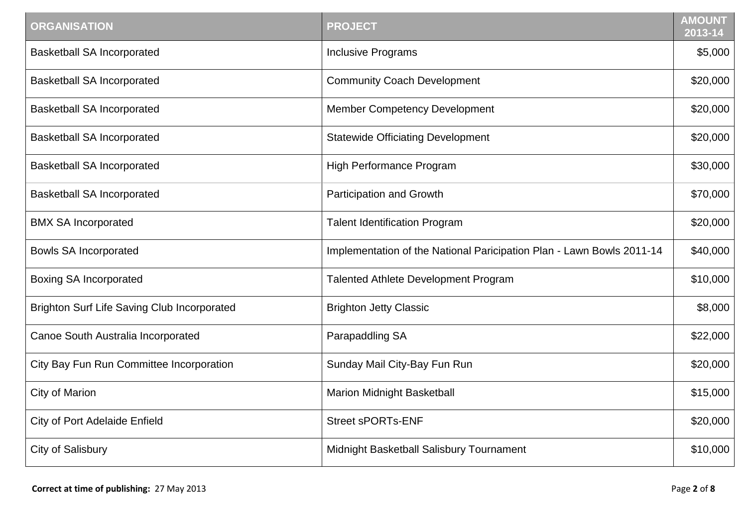| ORGANISATION | PROJECT | AMOUNT 2013-14 |
| --- | --- | --- |
| Basketball SA Incorporated | Inclusive Programs | $5,000 |
| Basketball SA Incorporated | Community Coach Development | $20,000 |
| Basketball SA Incorporated | Member Competency Development | $20,000 |
| Basketball SA Incorporated | Statewide Officiating Development | $20,000 |
| Basketball SA Incorporated | High Performance Program | $30,000 |
| Basketball SA Incorporated | Participation and Growth | $70,000 |
| BMX SA Incorporated | Talent Identification Program | $20,000 |
| Bowls SA Incorporated | Implementation of the National Paricipation Plan - Lawn Bowls 2011-14 | $40,000 |
| Boxing SA Incorporated | Talented Athlete Development Program | $10,000 |
| Brighton Surf Life Saving Club Incorporated | Brighton Jetty Classic | $8,000 |
| Canoe South Australia Incorporated | Parapaddling SA | $22,000 |
| City Bay Fun Run Committee Incorporation | Sunday Mail City-Bay Fun Run | $20,000 |
| City of Marion | Marion Midnight Basketball | $15,000 |
| City of Port Adelaide Enfield | Street sPORTs-ENF | $20,000 |
| City of Salisbury | Midnight Basketball Salisbury Tournament | $10,000 |

**Correct at time of publishing:** 27 May 2013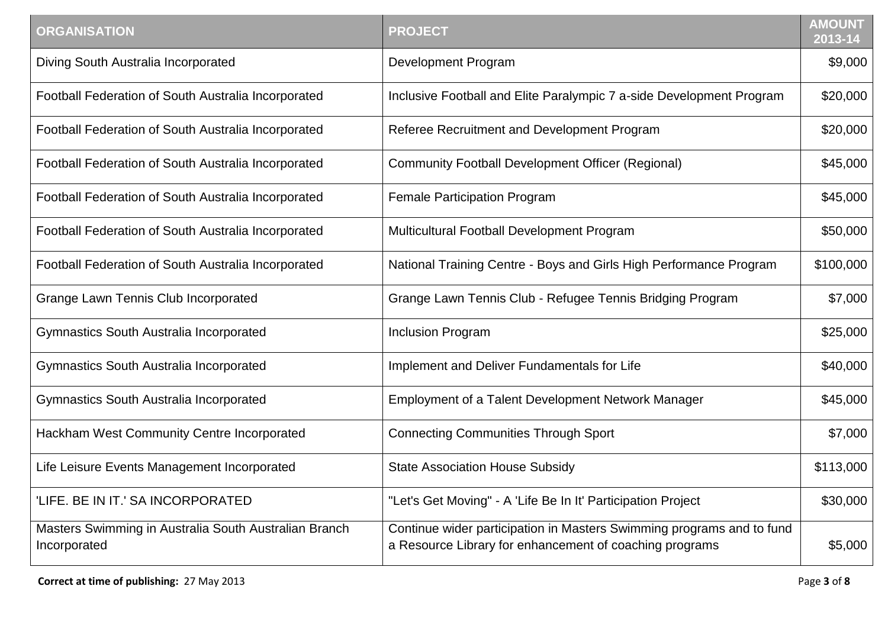| ORGANISATION | PROJECT | AMOUNT 2013-14 |
| --- | --- | --- |
| Diving South Australia Incorporated | Development Program | $9,000 |
| Football Federation of South Australia Incorporated | Inclusive Football and Elite Paralympic 7 a-side Development Program | $20,000 |
| Football Federation of South Australia Incorporated | Referee Recruitment and Development Program | $20,000 |
| Football Federation of South Australia Incorporated | Community Football Development Officer (Regional) | $45,000 |
| Football Federation of South Australia Incorporated | Female Participation Program | $45,000 |
| Football Federation of South Australia Incorporated | Multicultural Football Development Program | $50,000 |
| Football Federation of South Australia Incorporated | National Training Centre - Boys and Girls High Performance Program | $100,000 |
| Grange Lawn Tennis Club Incorporated | Grange Lawn Tennis Club - Refugee Tennis Bridging Program | $7,000 |
| Gymnastics South Australia Incorporated | Inclusion Program | $25,000 |
| Gymnastics South Australia Incorporated | Implement and Deliver Fundamentals for Life | $40,000 |
| Gymnastics South Australia Incorporated | Employment of a Talent Development Network Manager | $45,000 |
| Hackham West Community Centre Incorporated | Connecting Communities Through Sport | $7,000 |
| Life Leisure Events Management Incorporated | State Association House Subsidy | $113,000 |
| 'LIFE. BE IN IT.' SA INCORPORATED | "Let's Get Moving" - A 'Life Be In It' Participation Project | $30,000 |
| Masters Swimming in Australia South Australian Branch Incorporated | Continue wider participation in Masters Swimming programs and to fund a Resource Library for enhancement of coaching programs | $5,000 |

**Correct at time of publishing:** 27 May 2013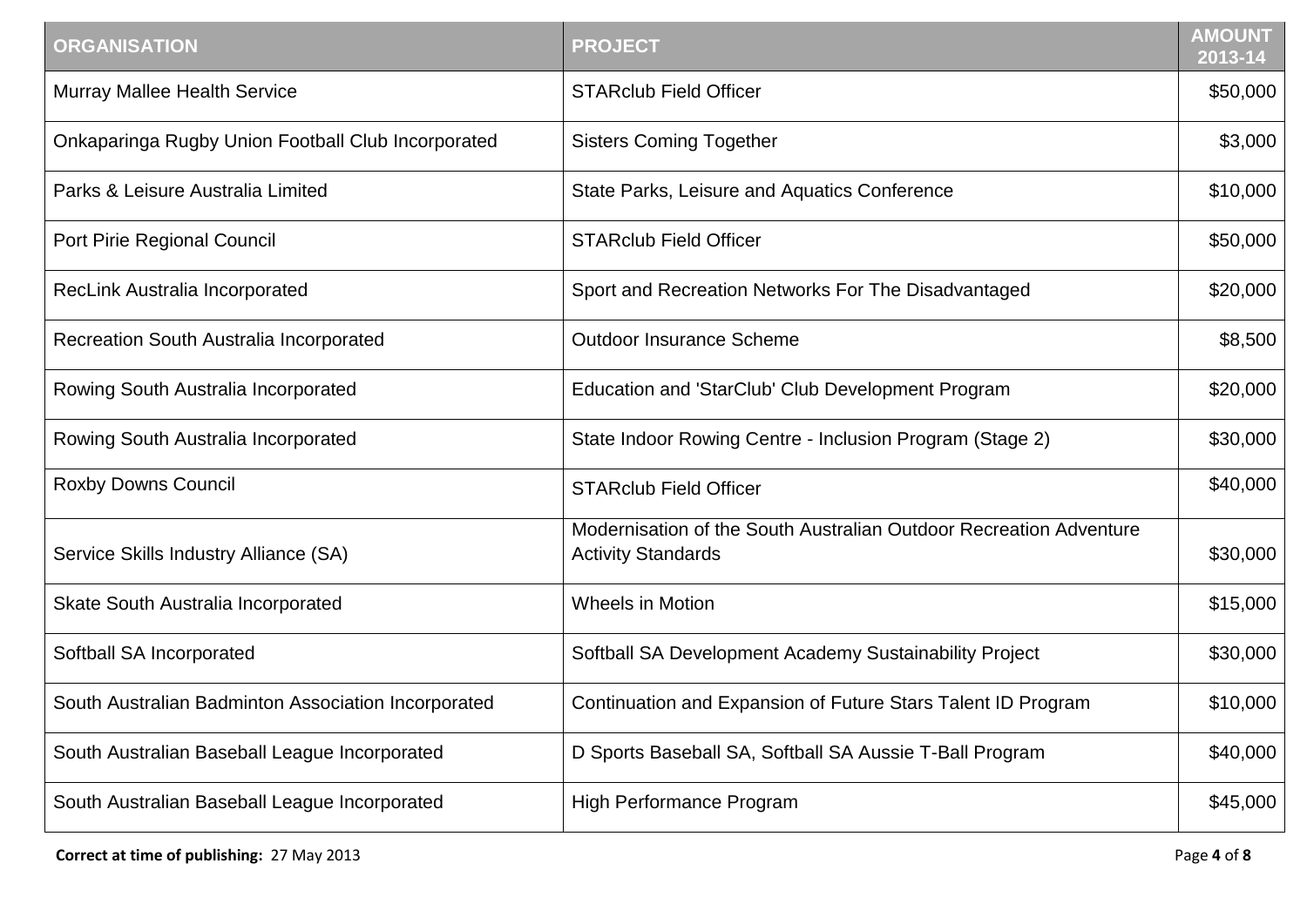| ORGANISATION | PROJECT | AMOUNT 2013-14 |
|---|---|---|
| Murray Mallee Health Service | STARclub Field Officer | $50,000 |
| Onkaparinga Rugby Union Football Club Incorporated | Sisters Coming Together | $3,000 |
| Parks & Leisure Australia Limited | State Parks, Leisure and Aquatics Conference | $10,000 |
| Port Pirie Regional Council | STARclub Field Officer | $50,000 |
| RecLink Australia Incorporated | Sport and Recreation Networks For The Disadvantaged | $20,000 |
| Recreation South Australia Incorporated | Outdoor Insurance Scheme | $8,500 |
| Rowing South Australia Incorporated | Education and 'StarClub' Club Development Program | $20,000 |
| Rowing South Australia Incorporated | State Indoor Rowing Centre - Inclusion Program (Stage 2) | $30,000 |
| Roxby Downs Council | STARclub Field Officer | $40,000 |
| Service Skills Industry Alliance (SA) | Modernisation of the South Australian Outdoor Recreation Adventure Activity Standards | $30,000 |
| Skate South Australia Incorporated | Wheels in Motion | $15,000 |
| Softball SA Incorporated | Softball SA Development Academy Sustainability Project | $30,000 |
| South Australian Badminton Association Incorporated | Continuation and Expansion of Future Stars Talent ID Program | $10,000 |
| South Australian Baseball League Incorporated | D Sports Baseball SA, Softball SA Aussie T-Ball Program | $40,000 |
| South Australian Baseball League Incorporated | High Performance Program | $45,000 |

**Correct at time of publishing:** 27 May 2013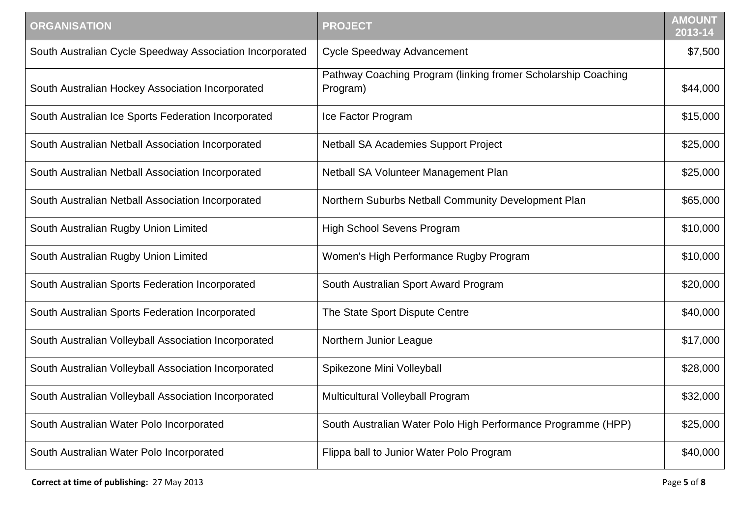| ORGANISATION | PROJECT | AMOUNT 2013-14 |
| --- | --- | --- |
| South Australian Cycle Speedway Association Incorporated | Cycle Speedway Advancement | $7,500 |
| South Australian Hockey Association Incorporated | Pathway Coaching Program (linking fromer Scholarship Coaching Program) | $44,000 |
| South Australian Ice Sports Federation Incorporated | Ice Factor Program | $15,000 |
| South Australian Netball Association Incorporated | Netball SA Academies Support Project | $25,000 |
| South Australian Netball Association Incorporated | Netball SA Volunteer Management Plan | $25,000 |
| South Australian Netball Association Incorporated | Northern Suburbs Netball Community Development Plan | $65,000 |
| South Australian Rugby Union Limited | High School Sevens Program | $10,000 |
| South Australian Rugby Union Limited | Women's High Performance Rugby Program | $10,000 |
| South Australian Sports Federation Incorporated | South Australian Sport Award Program | $20,000 |
| South Australian Sports Federation Incorporated | The State Sport Dispute Centre | $40,000 |
| South Australian Volleyball Association Incorporated | Northern Junior League | $17,000 |
| South Australian Volleyball Association Incorporated | Spikezone Mini Volleyball | $28,000 |
| South Australian Volleyball Association Incorporated | Multicultural Volleyball Program | $32,000 |
| South Australian Water Polo Incorporated | South Australian Water Polo High Performance Programme (HPP) | $25,000 |
| South Australian Water Polo Incorporated | Flippa ball to Junior Water Polo Program | $40,000 |

**Correct at time of publishing:** 27 May 2013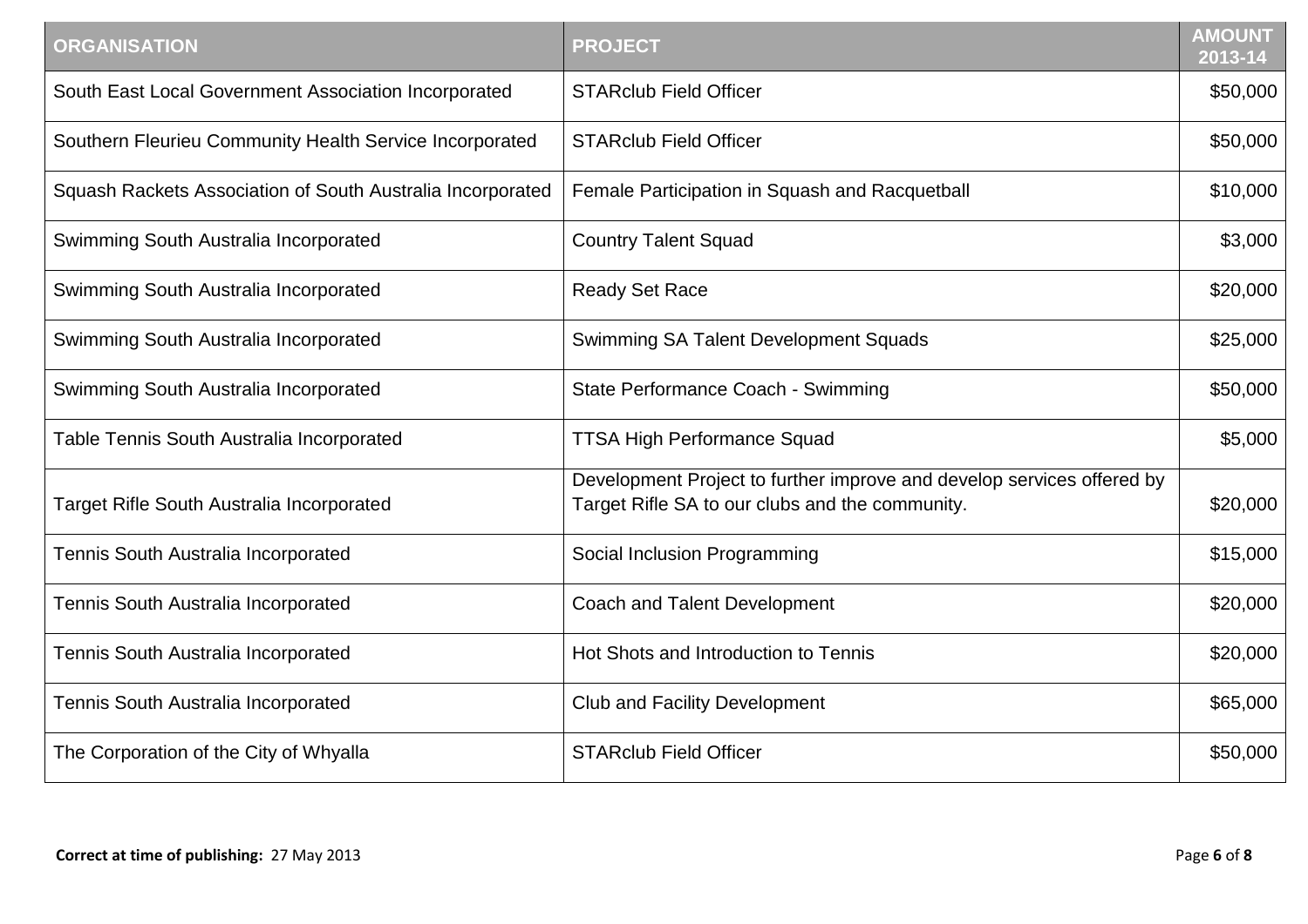| ORGANISATION | PROJECT | AMOUNT 2013-14 |
|---|---|---|
| South East Local Government Association Incorporated | STARclub Field Officer | $50,000 |
| Southern Fleurieu Community Health Service Incorporated | STARclub Field Officer | $50,000 |
| Squash Rackets Association of South Australia Incorporated | Female Participation in Squash and Racquetball | $10,000 |
| Swimming South Australia Incorporated | Country Talent Squad | $3,000 |
| Swimming South Australia Incorporated | Ready Set Race | $20,000 |
| Swimming South Australia Incorporated | Swimming SA Talent Development Squads | $25,000 |
| Swimming South Australia Incorporated | State Performance Coach - Swimming | $50,000 |
| Table Tennis South Australia Incorporated | TTSA High Performance Squad | $5,000 |
| Target Rifle South Australia Incorporated | Development Project to further improve and develop services offered by Target Rifle SA to our clubs and the community. | $20,000 |
| Tennis South Australia Incorporated | Social Inclusion Programming | $15,000 |
| Tennis South Australia Incorporated | Coach and Talent Development | $20,000 |
| Tennis South Australia Incorporated | Hot Shots and Introduction to Tennis | $20,000 |
| Tennis South Australia Incorporated | Club and Facility Development | $65,000 |
| The Corporation of the City of Whyalla | STARclub Field Officer | $50,000 |

**Correct at time of publishing:** 27 May 2013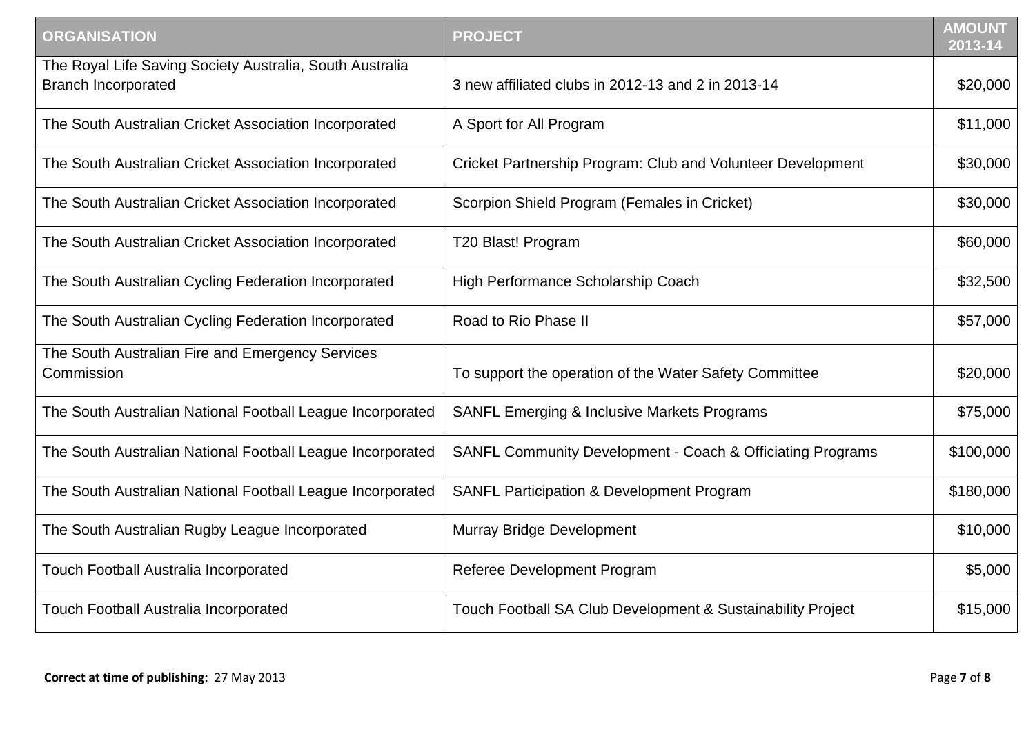| ORGANISATION | PROJECT | AMOUNT 2013-14 |
| --- | --- | --- |
| The Royal Life Saving Society Australia, South Australia Branch Incorporated | 3 new affiliated clubs in 2012-13 and 2 in 2013-14 | $20,000 |
| The South Australian Cricket Association Incorporated | A Sport for All Program | $11,000 |
| The South Australian Cricket Association Incorporated | Cricket Partnership Program: Club and Volunteer Development | $30,000 |
| The South Australian Cricket Association Incorporated | Scorpion Shield Program (Females in Cricket) | $30,000 |
| The South Australian Cricket Association Incorporated | T20 Blast! Program | $60,000 |
| The South Australian Cycling Federation Incorporated | High Performance Scholarship Coach | $32,500 |
| The South Australian Cycling Federation Incorporated | Road to Rio Phase II | $57,000 |
| The South Australian Fire and Emergency Services Commission | To support the operation of the Water Safety Committee | $20,000 |
| The South Australian National Football League Incorporated | SANFL Emerging & Inclusive Markets Programs | $75,000 |
| The South Australian National Football League Incorporated | SANFL Community Development - Coach & Officiating Programs | $100,000 |
| The South Australian National Football League Incorporated | SANFL Participation & Development Program | $180,000 |
| The South Australian Rugby League Incorporated | Murray Bridge Development | $10,000 |
| Touch Football Australia Incorporated | Referee Development Program | $5,000 |
| Touch Football Australia Incorporated | Touch Football SA Club Development & Sustainability Project | $15,000 |

**Correct at time of publishing:** 27 May 2013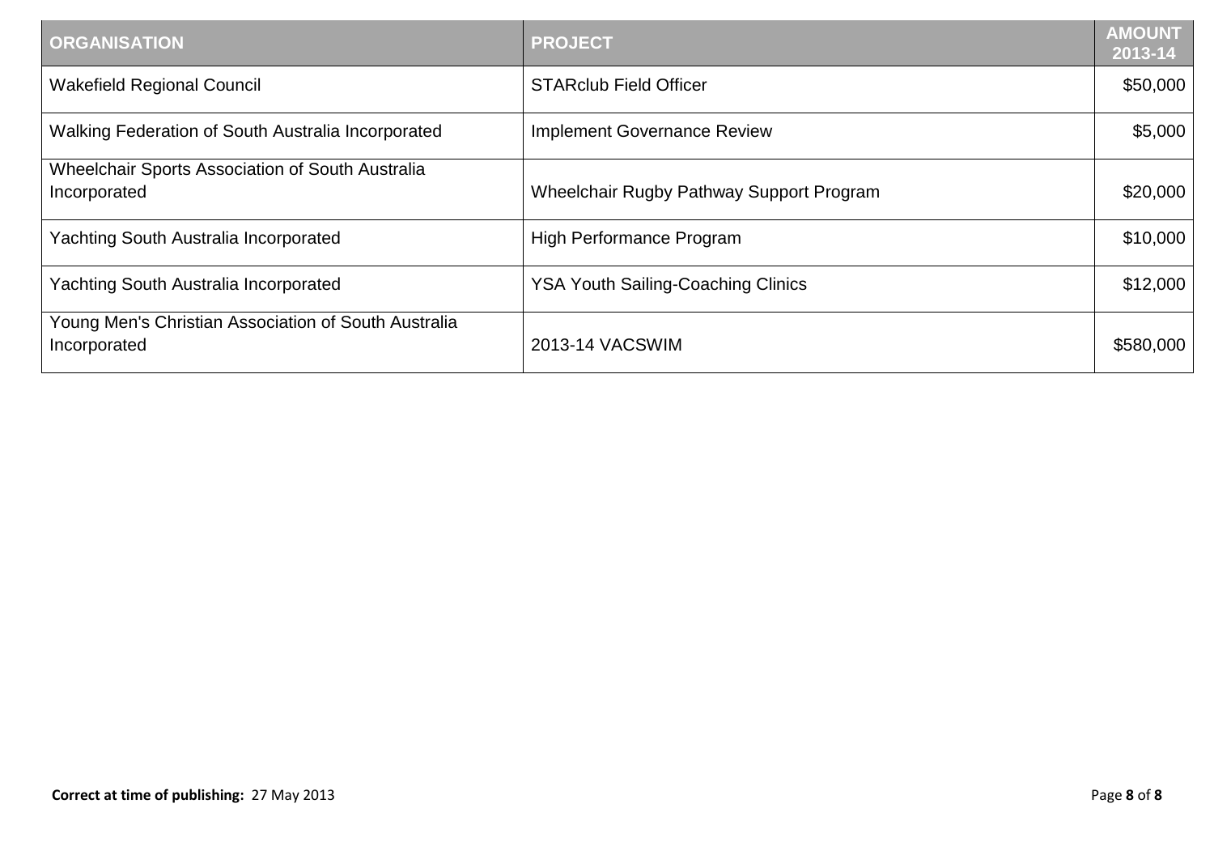| ORGANISATION | PROJECT | AMOUNT 2013-14 |
| --- | --- | --- |
| Wakefield Regional Council | STARclub Field Officer | $50,000 |
| Walking Federation of South Australia Incorporated | Implement Governance Review | $5,000 |
| Wheelchair Sports Association of South Australia Incorporated | Wheelchair Rugby Pathway Support Program | $20,000 |
| Yachting South Australia Incorporated | High Performance Program | $10,000 |
| Yachting South Australia Incorporated | YSA Youth Sailing-Coaching Clinics | $12,000 |
| Young Men's Christian Association of South Australia Incorporated | 2013-14 VACSWIM | $580,000 |

**Correct at time of publishing:** 27 May 2013